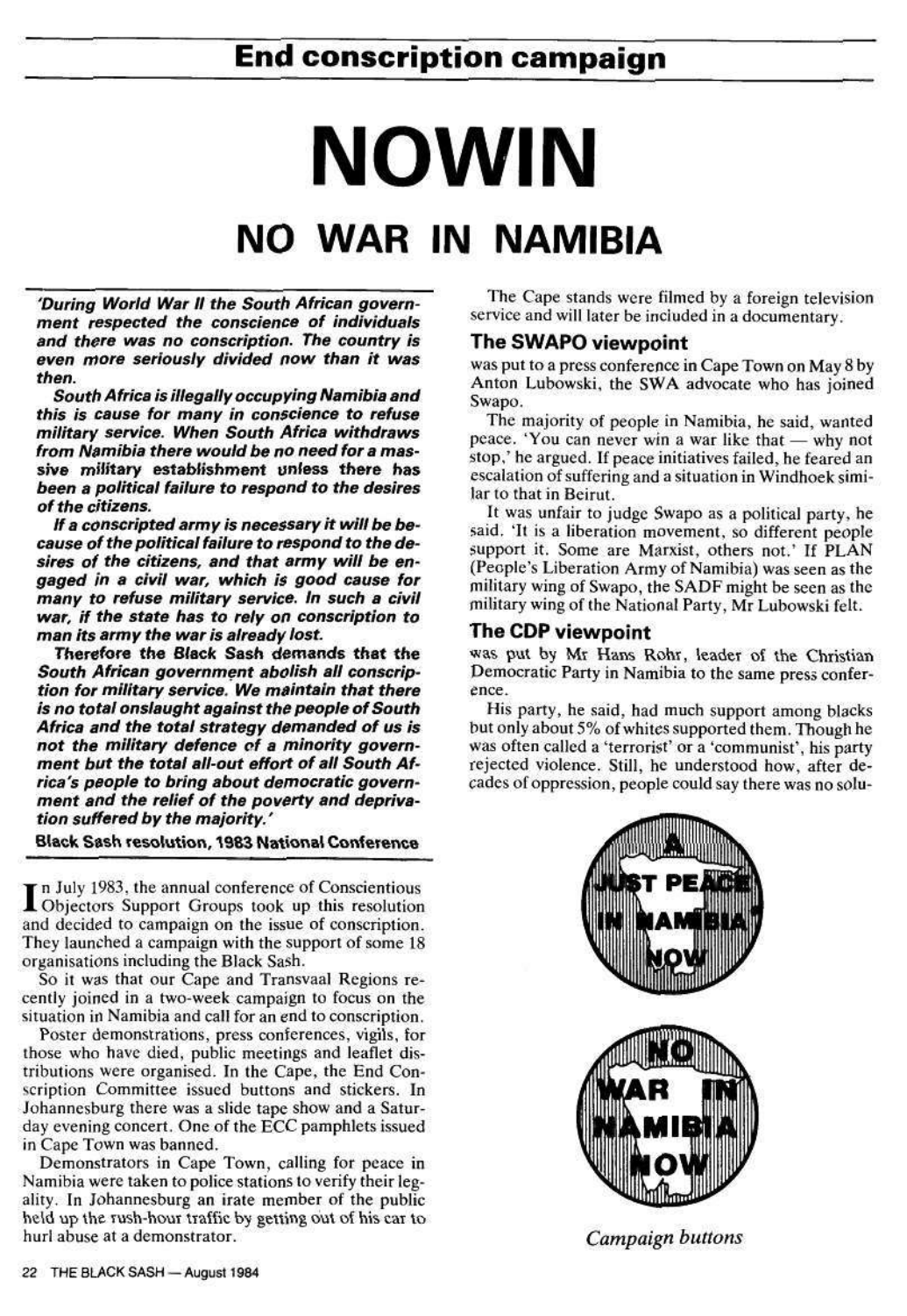## End conscription campaign

# NOWIN

## NO WAR IN NAMIBIA

***'During World War II the South African government respected the conscience of individuals and there was no conscription. The country is even more seriously divided now than it was then.***

***South Africa is illegally occupying Namibia and this is cause for many in conscience to refuse military service. When South Africa withdraws from Namibia there would be no need for a massive military establishment unless there has been a political failure to respond to the desires of the citizens.***

***If a conscripted army is necessary it will be because of the political failure to respond to the desires of the citizens, and that army will be engaged in a civil war, which is good cause for many to refuse military service. In such a civil war, if the state has to rely on conscription to man its army the war is already lost.***

***Therefore the Black Sash demands that the South African government abolish all conscription for military service. We maintain that there is no total onslaught against the people of South Africa and the total strategy demanded of us is not the military defence of a minority government but the total all-out effort of all South Africa's people to bring about democratic government and the relief of the poverty and deprivation suffered by the majority.'***

**Black Sash resolution, 1983 National Conference**

In July 1983, the annual conference of Conscientious Objectors Support Groups took up this resolution and decided to campaign on the issue of conscription. They launched a campaign with the support of some 18 organisations including the Black Sash.

So it was that our Cape and Transvaal Regions recently joined in a two-week campaign to focus on the situation in Namibia and call for an end to conscription.

Poster demonstrations, press conferences, vigils, for those who have died, public meetings and leaflet distributions were organised. In the Cape, the End Conscription Committee issued buttons and stickers. In Johannesburg there was a slide tape show and a Saturday evening concert. One of the ECC pamphlets issued in Cape Town was banned.

Demonstrators in Cape Town, calling for peace in Namibia were taken to police stations to verify their legality. In Johannesburg an irate member of the public held up the rush-hour traffic by getting out of his car to hurl abuse at a demonstrator.

The Cape stands were filmed by a foreign television service and will later be included in a documentary.

### The SWAPO viewpoint

was put to a press conference in Cape Town on May 8 by Anton Lubowski, the SWA advocate who has joined Swapo.

The majority of people in Namibia, he said, wanted peace. 'You can never win a war like that — why not stop,' he argued. If peace initiatives failed, he feared an escalation of suffering and a situation in Windhoek similar to that in Beirut.

It was unfair to judge Swapo as a political party, he said. 'It is a liberation movement, so different people support it. Some are Marxist, others not.' If PLAN (People's Liberation Army of Namibia) was seen as the military wing of Swapo, the SADF might be seen as the military wing of the National Party, Mr Lubowski felt.

### The CDP viewpoint

was put by Mr Hans Rohr, leader of the Christian Democratic Party in Namibia to the same press conference.

His party, he said, had much support among blacks but only about 5% of whites supported them. Though he was often called a 'terrorist' or a 'communist', his party rejected violence. Still, he understood how, after decades of oppression, people could say there was no solu-

A JUST PEACE IN NAMIBIA NOW

NO WAR IN NAMIBIA NOW

*Campaign buttons*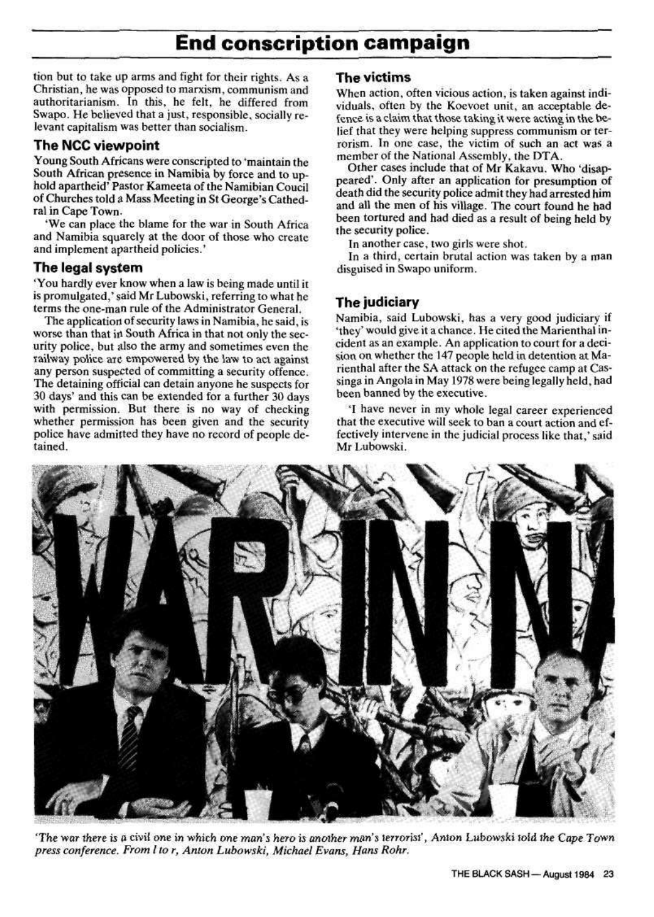## End conscription campaign

tion but to take up arms and fight for their rights. As a Christian, he was opposed to marxism, communism and authoritarianism. In this, he felt, he differed from Swapo. He believed that a just, responsible, socially relevant capitalism was better than socialism.

### The NCC viewpoint

Young South Africans were conscripted to 'maintain the South African presence in Namibia by force and to uphold apartheid' Pastor Kameeta of the Namibian Coucil of Churches told a Mass Meeting in St George's Cathedral in Cape Town.

'We can place the blame for the war in South Africa and Namibia squarely at the door of those who create and implement apartheid policies.'

### The legal system

'You hardly ever know when a law is being made until it is promulgated,' said Mr Lubowski, referring to what he terms the one-man rule of the Administrator General.

The application of security laws in Namibia, he said, is worse than that in South Africa in that not only the security police, but also the army and sometimes even the railway police are empowered by the law to act against any person suspected of committing a security offence. The detaining official can detain anyone he suspects for 30 days' and this can be extended for a further 30 days with permission. But there is no way of checking whether permission has been given and the security police have admitted they have no record of people detained.

### The victims

When action, often vicious action, is taken against individuals, often by the Koevoet unit, an acceptable defence is a claim that those taking it were acting in the belief that they were helping suppress communism or terrorism. In one case, the victim of such an act was a member of the National Assembly, the DTA.

Other cases include that of Mr Kakavu. Who 'disappeared'. Only after an application for presumption of death did the security police admit they had arrested him and all the men of his village. The court found he had been tortured and had died as a result of being held by the security police.

In another case, two girls were shot.

In a third, certain brutal action was taken by a man disguised in Swapo uniform.

### The judiciary

Namibia, said Lubowski, has a very good judiciary if 'they' would give it a chance. He cited the Marienthal incident as an example. An application to court for a decision on whether the 147 people held in detention at Marienthal after the SA attack on the refugee camp at Cassinga in Angola in May 1978 were being legally held, had been banned by the executive.

'I have never in my whole legal career experienced that the executive will seek to ban a court action and effectively intervene in the judicial process like that,' said Mr Lubowski.

*'The war there is a civil one in which one man's hero is another man's terrorist', Anton Lubowski told the Cape Town press conference. From l to r, Anton Lubowski, Michael Evans, Hans Rohr.*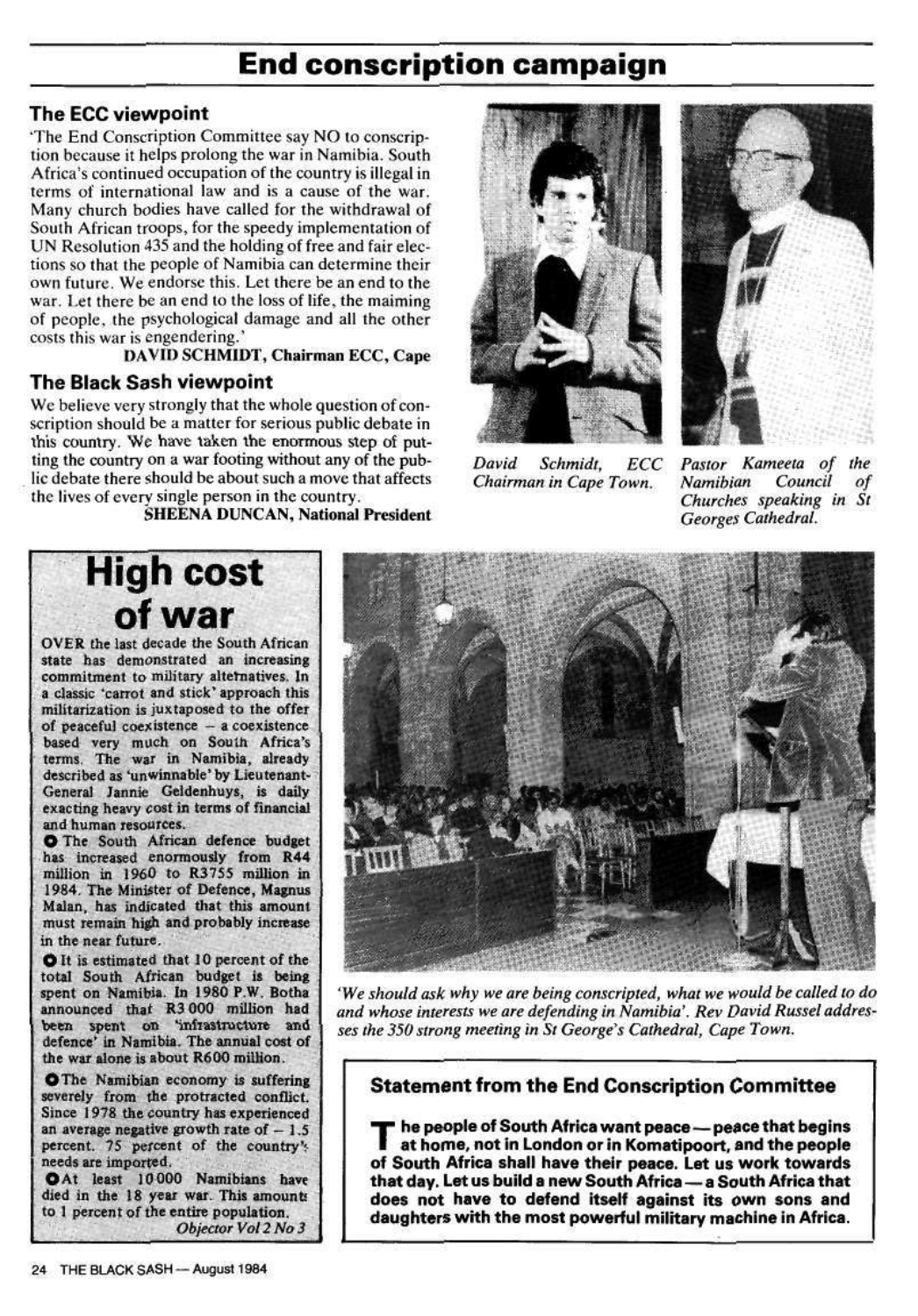# End conscription campaign

### The ECC viewpoint

'The End Conscription Committee say NO to conscription because it helps prolong the war in Namibia. South Africa's continued occupation of the country is illegal in terms of international law and is a cause of the war. Many church bodies have called for the withdrawal of South African troops, for the speedy implementation of UN Resolution 435 and the holding of free and fair elections so that the people of Namibia can determine their own future. We endorse this. Let there be an end to the war. Let there be an end to the loss of life, the maiming of people, the psychological damage and all the other costs this war is engendering.'

**DAVID SCHMIDT, Chairman ECC, Cape**

### The Black Sash viewpoint

We believe very strongly that the whole question of conscription should be a matter for serious public debate in this country. We have taken the enormous step of putting the country on a war footing without any of the public debate there should be about such a move that affects the lives of every single person in the country.

**SHEENA DUNCAN, National President**

*David Schmidt, ECC Chairman in Cape Town.*

*Pastor Kameeta of the Namibian Council of Churches speaking in St Georges Cathedral.*

## High cost of war

OVER the last decade the South African state has demonstrated an increasing commitment to military alternatives. In a classic 'carrot and stick' approach this militarization is juxtaposed to the offer of peaceful coexistence – a coexistence based very much on South Africa's terms. The war in Namibia, already described as 'unwinnable' by Lieutenant-General Jannie Geldenhuys, is daily exacting heavy cost in terms of financial and human resources.

- The South African defence budget has increased enormously from R44 million in 1960 to R3755 million in 1984. The Minister of Defence, Magnus Malan, has indicated that this amount must remain high and probably increase in the near future.
- It is estimated that 10 percent of the total South African budget is being spent on Namibia. In 1980 P.W. Botha announced that R3 000 million had been spent on 'infrastructure and defence' in Namibia. The annual cost of the war alone is about R600 million.
- The Namibian economy is suffering severely from the protracted conflict. Since 1978 the country has experienced an average negative growth rate of – 1.5 percent. 75 percent of the country's needs are imported.
- At least 10 000 Namibians have died in the 18 year war. This amounts to 1 percent of the entire population.

*Objector Vol 2 No 3*

*'We should ask why we are being conscripted, what we would be called to do and whose interests we are defending in Namibia'. Rev David Russel addresses the 350 strong meeting in St George's Cathedral, Cape Town.*

### Statement from the End Conscription Committee

**The people of South Africa want peace — peace that begins at home, not in London or in Komatipoort, and the people of South Africa shall have their peace. Let us work towards that day. Let us build a new South Africa — a South Africa that does not have to defend itself against its own sons and daughters with the most powerful military machine in Africa.**